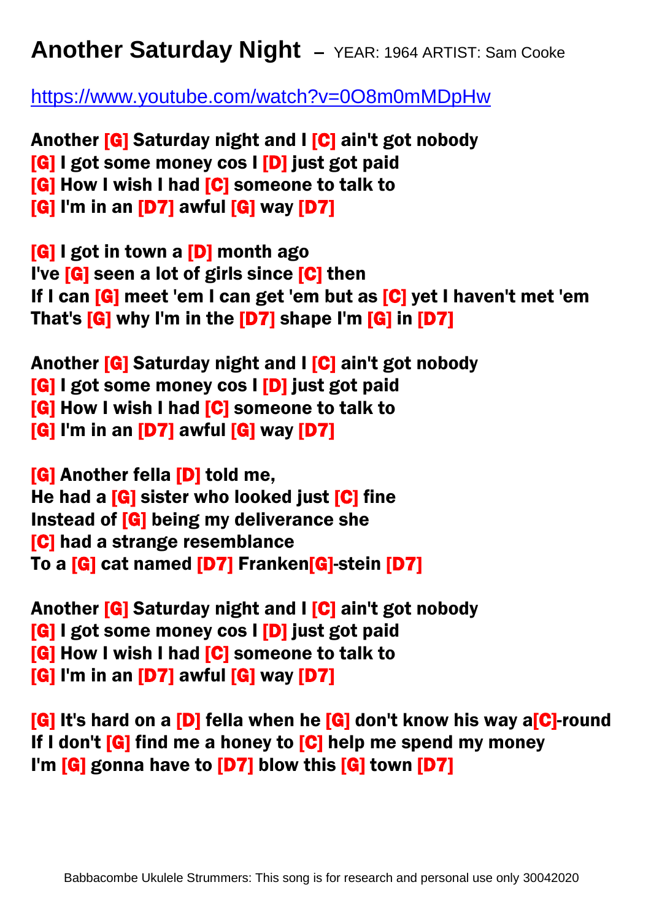# Another Saturday Night – YEAR: 1964 ARTIST: Sam Cooke

https://www.youtube.com/watch?v=0O8m0mMDpHw

**Another [G] Saturday night and I [C] ain't got nobody**
**[G] I got some money cos I [D] just got paid**
**[G] How I wish I had [C] someone to talk to**
**[G] I'm in an [D7] awful [G] way [D7]**

**[G] I got in town a [D] month ago**
**I've [G] seen a lot of girls since [C] then**
**If I can [G] meet 'em I can get 'em but as [C] yet I haven't met 'em**
**That's [G] why I'm in the [D7] shape I'm [G] in [D7]**

**Another [G] Saturday night and I [C] ain't got nobody**
**[G] I got some money cos I [D] just got paid**
**[G] How I wish I had [C] someone to talk to**
**[G] I'm in an [D7] awful [G] way [D7]**

**[G] Another fella [D] told me,**
**He had a [G] sister who looked just [C] fine**
**Instead of [G] being my deliverance she**
**[C] had a strange resemblance**
**To a [G] cat named [D7] Franken[G]-stein [D7]**

**Another [G] Saturday night and I [C] ain't got nobody**
**[G] I got some money cos I [D] just got paid**
**[G] How I wish I had [C] someone to talk to**
**[G] I'm in an [D7] awful [G] way [D7]**

**[G] It's hard on a [D] fella when he [G] don't know his way a[C]-round**
**If I don't [G] find me a honey to [C] help me spend my money**
**I'm [G] gonna have to [D7] blow this [G] town [D7]**

Babbacombe Ukulele Strummers: This song is for research and personal use only 30042020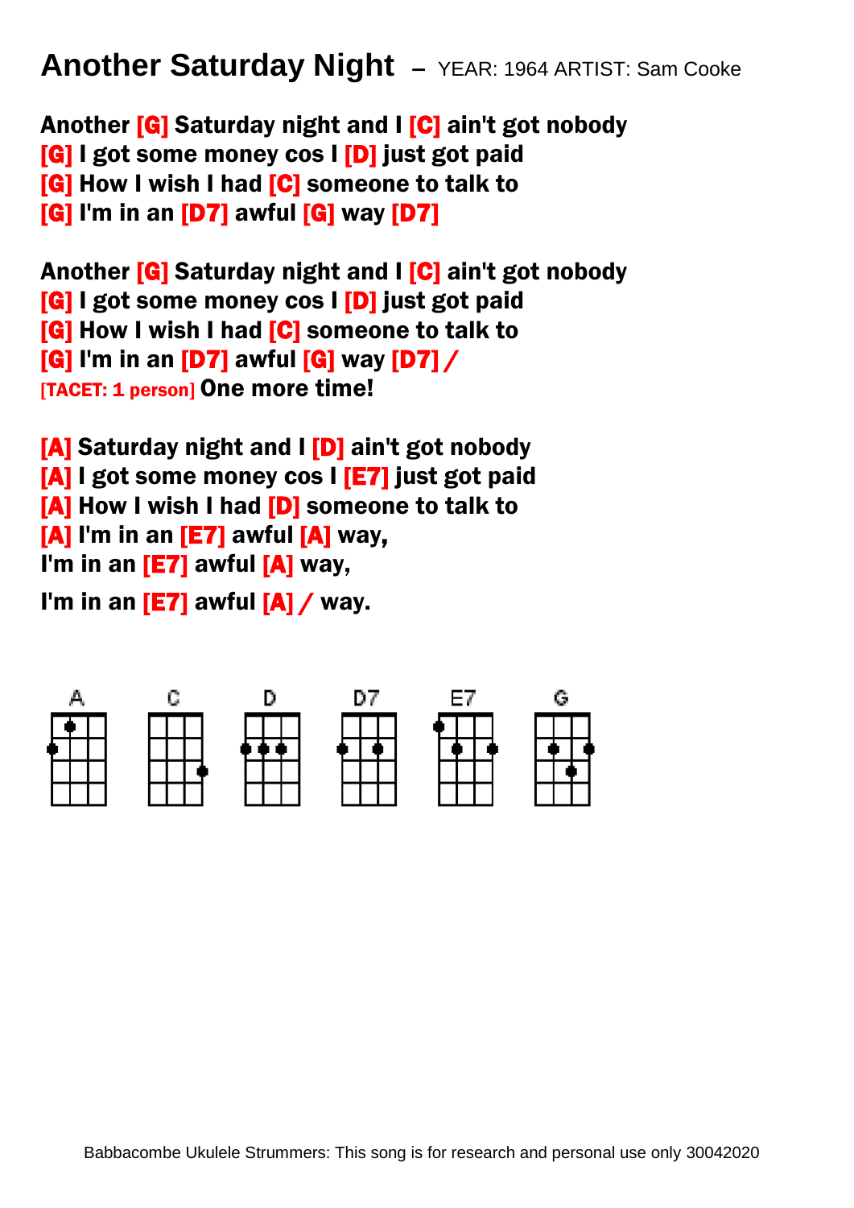# Another Saturday Night – YEAR: 1964 ARTIST: Sam Cooke

**Another [G] Saturday night and I [C] ain't got nobody**
**[G] I got some money cos I [D] just got paid**
**[G] How I wish I had [C] someone to talk to**
**[G] I'm in an [D7] awful [G] way [D7]**

**Another [G] Saturday night and I [C] ain't got nobody**
**[G] I got some money cos I [D] just got paid**
**[G] How I wish I had [C] someone to talk to**
**[G] I'm in an [D7] awful [G] way [D7] /**
[TACET: 1 person] **One more time!**

**[A] Saturday night and I [D] ain't got nobody**
**[A] I got some money cos I [E7] just got paid**
**[A] How I wish I had [D] someone to talk to**
**[A] I'm in an [E7] awful [A] way,**
**I'm in an [E7] awful [A] way,**
**I'm in an [E7] awful [A] / way.**

A C D D7 E7 G

Babbacombe Ukulele Strummers: This song is for research and personal use only 30042020